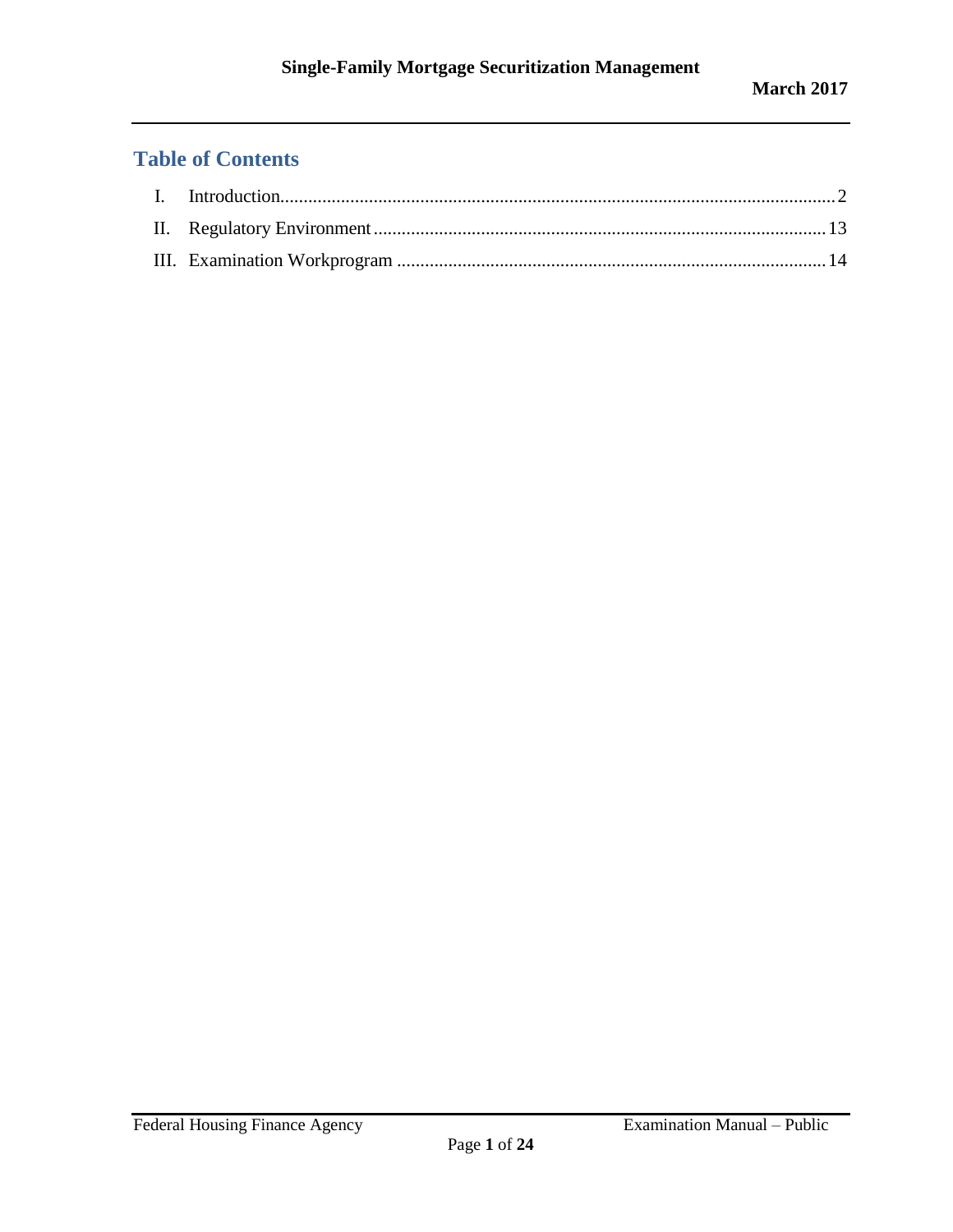## Table of Contents

I. Introduction.....2

II. Regulatory Environment.....13

III. Examination Workprogram.....14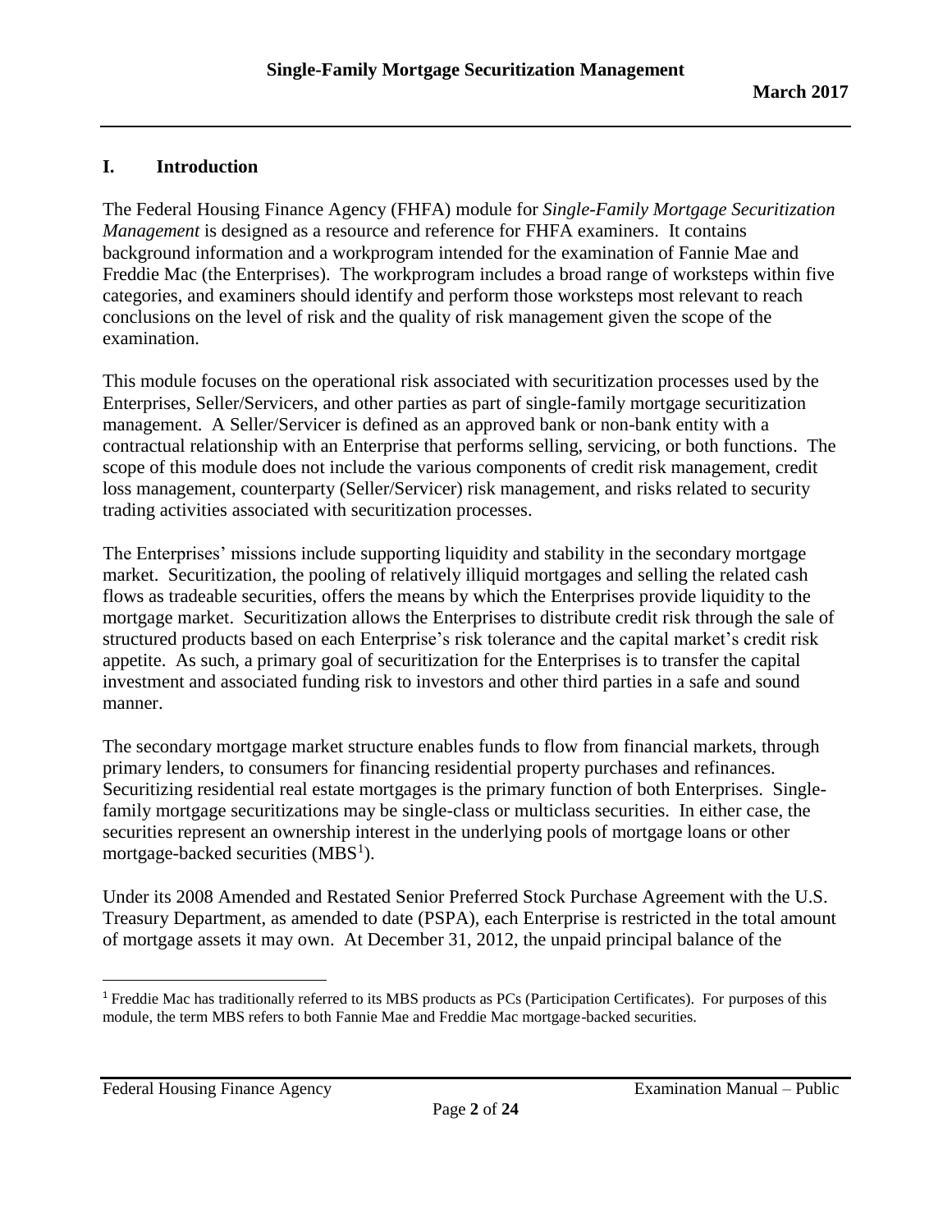## I. Introduction

The Federal Housing Finance Agency (FHFA) module for *Single-Family Mortgage Securitization Management* is designed as a resource and reference for FHFA examiners. It contains background information and a workprogram intended for the examination of Fannie Mae and Freddie Mac (the Enterprises). The workprogram includes a broad range of worksteps within five categories, and examiners should identify and perform those worksteps most relevant to reach conclusions on the level of risk and the quality of risk management given the scope of the examination.

This module focuses on the operational risk associated with securitization processes used by the Enterprises, Seller/Servicers, and other parties as part of single-family mortgage securitization management. A Seller/Servicer is defined as an approved bank or non-bank entity with a contractual relationship with an Enterprise that performs selling, servicing, or both functions. The scope of this module does not include the various components of credit risk management, credit loss management, counterparty (Seller/Servicer) risk management, and risks related to security trading activities associated with securitization processes.

The Enterprises' missions include supporting liquidity and stability in the secondary mortgage market. Securitization, the pooling of relatively illiquid mortgages and selling the related cash flows as tradeable securities, offers the means by which the Enterprises provide liquidity to the mortgage market. Securitization allows the Enterprises to distribute credit risk through the sale of structured products based on each Enterprise's risk tolerance and the capital market's credit risk appetite. As such, a primary goal of securitization for the Enterprises is to transfer the capital investment and associated funding risk to investors and other third parties in a safe and sound manner.

The secondary mortgage market structure enables funds to flow from financial markets, through primary lenders, to consumers for financing residential property purchases and refinances. Securitizing residential real estate mortgages is the primary function of both Enterprises. Single-family mortgage securitizations may be single-class or multiclass securities. In either case, the securities represent an ownership interest in the underlying pools of mortgage loans or other mortgage-backed securities (MBS[1]).

Under its 2008 Amended and Restated Senior Preferred Stock Purchase Agreement with the U.S. Treasury Department, as amended to date (PSPA), each Enterprise is restricted in the total amount of mortgage assets it may own. At December 31, 2012, the unpaid principal balance of the

[1] Freddie Mac has traditionally referred to its MBS products as PCs (Participation Certificates). For purposes of this module, the term MBS refers to both Fannie Mae and Freddie Mac mortgage-backed securities.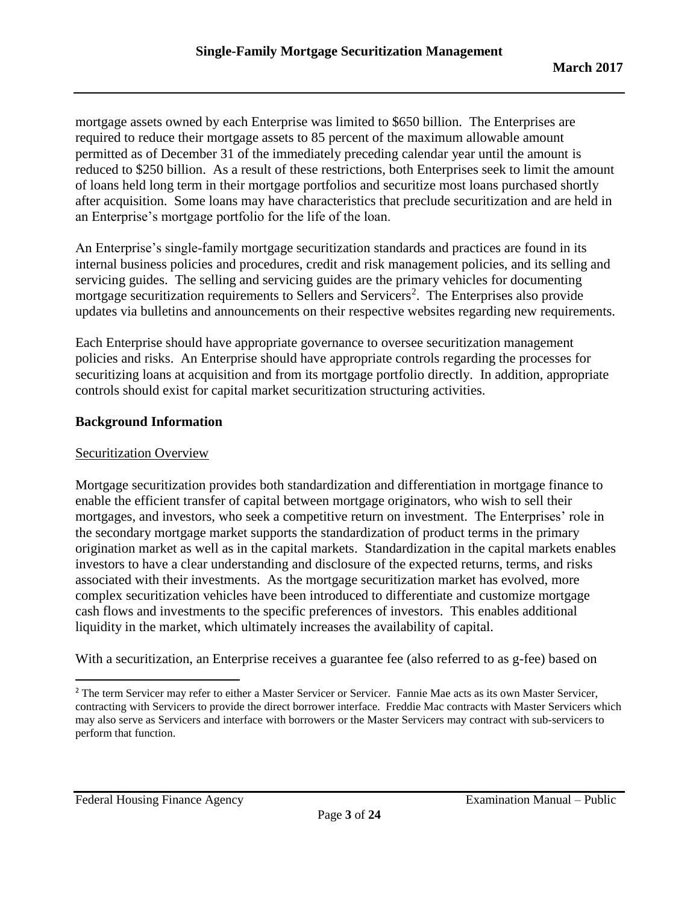mortgage assets owned by each Enterprise was limited to \$650 billion. The Enterprises are required to reduce their mortgage assets to 85 percent of the maximum allowable amount permitted as of December 31 of the immediately preceding calendar year until the amount is reduced to \$250 billion. As a result of these restrictions, both Enterprises seek to limit the amount of loans held long term in their mortgage portfolios and securitize most loans purchased shortly after acquisition. Some loans may have characteristics that preclude securitization and are held in an Enterprise's mortgage portfolio for the life of the loan.

An Enterprise's single-family mortgage securitization standards and practices are found in its internal business policies and procedures, credit and risk management policies, and its selling and servicing guides. The selling and servicing guides are the primary vehicles for documenting mortgage securitization requirements to Sellers and Servicers[2]. The Enterprises also provide updates via bulletins and announcements on their respective websites regarding new requirements.

Each Enterprise should have appropriate governance to oversee securitization management policies and risks. An Enterprise should have appropriate controls regarding the processes for securitizing loans at acquisition and from its mortgage portfolio directly. In addition, appropriate controls should exist for capital market securitization structuring activities.

## Background Information

Securitization Overview

Mortgage securitization provides both standardization and differentiation in mortgage finance to enable the efficient transfer of capital between mortgage originators, who wish to sell their mortgages, and investors, who seek a competitive return on investment. The Enterprises' role in the secondary mortgage market supports the standardization of product terms in the primary origination market as well as in the capital markets. Standardization in the capital markets enables investors to have a clear understanding and disclosure of the expected returns, terms, and risks associated with their investments. As the mortgage securitization market has evolved, more complex securitization vehicles have been introduced to differentiate and customize mortgage cash flows and investments to the specific preferences of investors. This enables additional liquidity in the market, which ultimately increases the availability of capital.

With a securitization, an Enterprise receives a guarantee fee (also referred to as g-fee) based on

---

[2] The term Servicer may refer to either a Master Servicer or Servicer. Fannie Mae acts as its own Master Servicer, contracting with Servicers to provide the direct borrower interface. Freddie Mac contracts with Master Servicers which may also serve as Servicers and interface with borrowers or the Master Servicers may contract with sub-servicers to perform that function.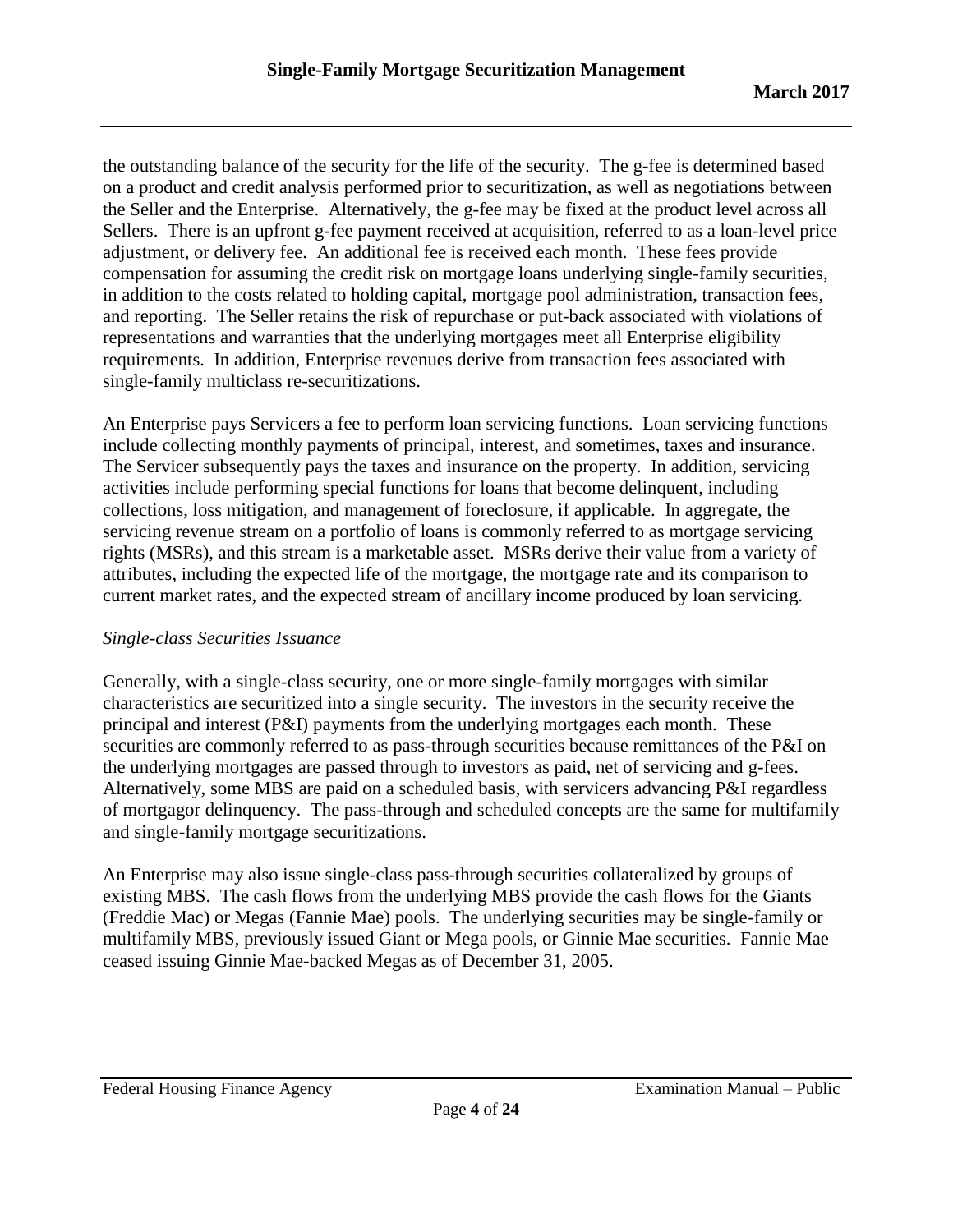the outstanding balance of the security for the life of the security. The g-fee is determined based on a product and credit analysis performed prior to securitization, as well as negotiations between the Seller and the Enterprise. Alternatively, the g-fee may be fixed at the product level across all Sellers. There is an upfront g-fee payment received at acquisition, referred to as a loan-level price adjustment, or delivery fee. An additional fee is received each month. These fees provide compensation for assuming the credit risk on mortgage loans underlying single-family securities, in addition to the costs related to holding capital, mortgage pool administration, transaction fees, and reporting. The Seller retains the risk of repurchase or put-back associated with violations of representations and warranties that the underlying mortgages meet all Enterprise eligibility requirements. In addition, Enterprise revenues derive from transaction fees associated with single-family multiclass re-securitizations.

An Enterprise pays Servicers a fee to perform loan servicing functions. Loan servicing functions include collecting monthly payments of principal, interest, and sometimes, taxes and insurance. The Servicer subsequently pays the taxes and insurance on the property. In addition, servicing activities include performing special functions for loans that become delinquent, including collections, loss mitigation, and management of foreclosure, if applicable. In aggregate, the servicing revenue stream on a portfolio of loans is commonly referred to as mortgage servicing rights (MSRs), and this stream is a marketable asset. MSRs derive their value from a variety of attributes, including the expected life of the mortgage, the mortgage rate and its comparison to current market rates, and the expected stream of ancillary income produced by loan servicing.

*Single-class Securities Issuance*

Generally, with a single-class security, one or more single-family mortgages with similar characteristics are securitized into a single security. The investors in the security receive the principal and interest (P&I) payments from the underlying mortgages each month. These securities are commonly referred to as pass-through securities because remittances of the P&I on the underlying mortgages are passed through to investors as paid, net of servicing and g-fees. Alternatively, some MBS are paid on a scheduled basis, with servicers advancing P&I regardless of mortgagor delinquency. The pass-through and scheduled concepts are the same for multifamily and single-family mortgage securitizations.

An Enterprise may also issue single-class pass-through securities collateralized by groups of existing MBS. The cash flows from the underlying MBS provide the cash flows for the Giants (Freddie Mac) or Megas (Fannie Mae) pools. The underlying securities may be single-family or multifamily MBS, previously issued Giant or Mega pools, or Ginnie Mae securities. Fannie Mae ceased issuing Ginnie Mae-backed Megas as of December 31, 2005.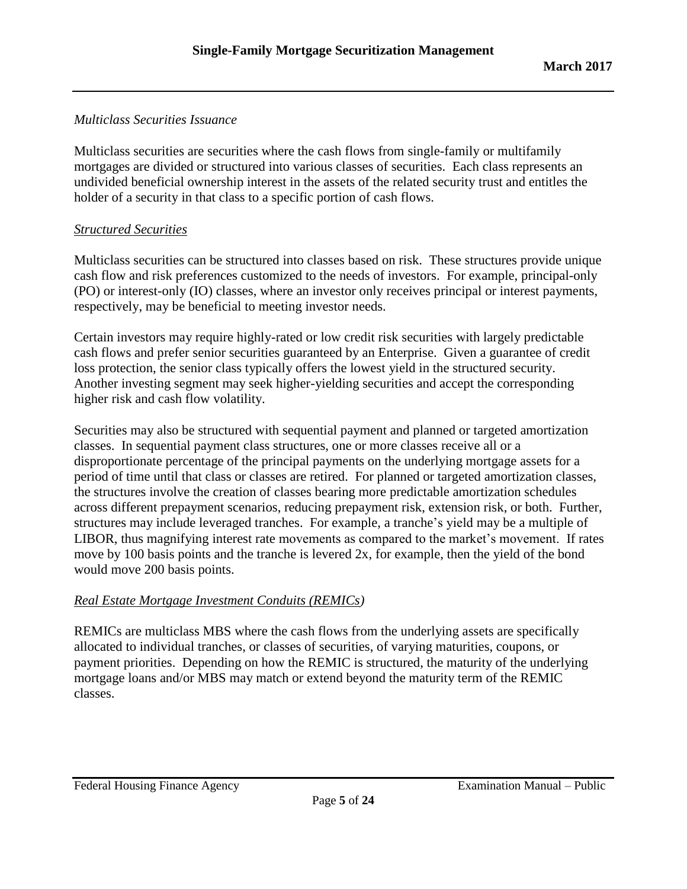*Multiclass Securities Issuance*

Multiclass securities are securities where the cash flows from single-family or multifamily mortgages are divided or structured into various classes of securities. Each class represents an undivided beneficial ownership interest in the assets of the related security trust and entitles the holder of a security in that class to a specific portion of cash flows.

*Structured Securities*

Multiclass securities can be structured into classes based on risk. These structures provide unique cash flow and risk preferences customized to the needs of investors. For example, principal-only (PO) or interest-only (IO) classes, where an investor only receives principal or interest payments, respectively, may be beneficial to meeting investor needs.

Certain investors may require highly-rated or low credit risk securities with largely predictable cash flows and prefer senior securities guaranteed by an Enterprise. Given a guarantee of credit loss protection, the senior class typically offers the lowest yield in the structured security. Another investing segment may seek higher-yielding securities and accept the corresponding higher risk and cash flow volatility.

Securities may also be structured with sequential payment and planned or targeted amortization classes. In sequential payment class structures, one or more classes receive all or a disproportionate percentage of the principal payments on the underlying mortgage assets for a period of time until that class or classes are retired. For planned or targeted amortization classes, the structures involve the creation of classes bearing more predictable amortization schedules across different prepayment scenarios, reducing prepayment risk, extension risk, or both. Further, structures may include leveraged tranches. For example, a tranche's yield may be a multiple of LIBOR, thus magnifying interest rate movements as compared to the market's movement. If rates move by 100 basis points and the tranche is levered 2x, for example, then the yield of the bond would move 200 basis points.

*Real Estate Mortgage Investment Conduits (REMICs)*

REMICs are multiclass MBS where the cash flows from the underlying assets are specifically allocated to individual tranches, or classes of securities, of varying maturities, coupons, or payment priorities. Depending on how the REMIC is structured, the maturity of the underlying mortgage loans and/or MBS may match or extend beyond the maturity term of the REMIC classes.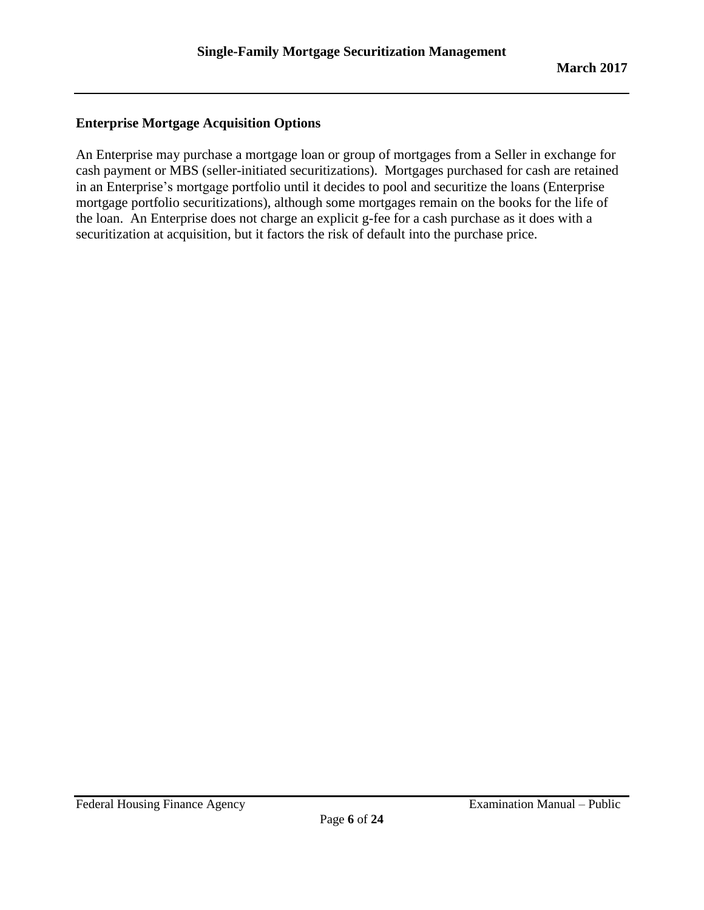## Enterprise Mortgage Acquisition Options

An Enterprise may purchase a mortgage loan or group of mortgages from a Seller in exchange for cash payment or MBS (seller-initiated securitizations). Mortgages purchased for cash are retained in an Enterprise's mortgage portfolio until it decides to pool and securitize the loans (Enterprise mortgage portfolio securitizations), although some mortgages remain on the books for the life of the loan. An Enterprise does not charge an explicit g-fee for a cash purchase as it does with a securitization at acquisition, but it factors the risk of default into the purchase price.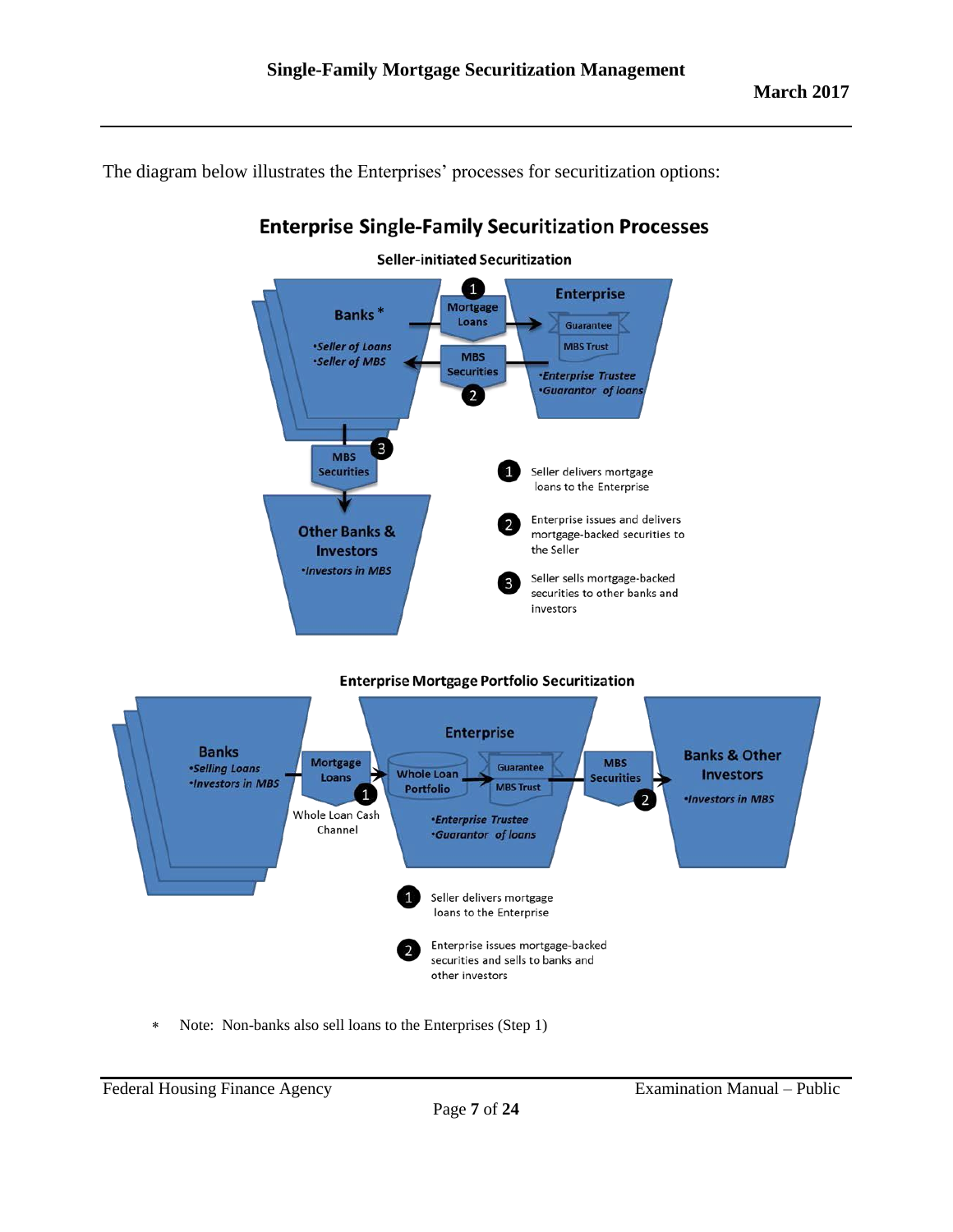The diagram below illustrates the Enterprises' processes for securitization options:

**Enterprise Single-Family Securitization Processes**

**Seller-initiated Securitization**

Banks *
- Seller of Loans
- Seller of MBS

Enterprise
- Enterprise Trustee
- Guarantor of loans

Other Banks & Investors
- Investors in MBS

1. Seller delivers mortgage loans to the Enterprise
2. Enterprise issues and delivers mortgage-backed securities to the Seller
3. Seller sells mortgage-backed securities to other banks and investors

**Enterprise Mortgage Portfolio Securitization**

Banks
- Selling Loans
- Investors in MBS

Enterprise
- Enterprise Trustee
- Guarantor of loans

Banks & Other Investors
- Investors in MBS

1. Seller delivers mortgage loans to the Enterprise (Whole Loan Cash Channel)
2. Enterprise issues mortgage-backed securities and sells to banks and other investors

* Note: Non-banks also sell loans to the Enterprises (Step 1)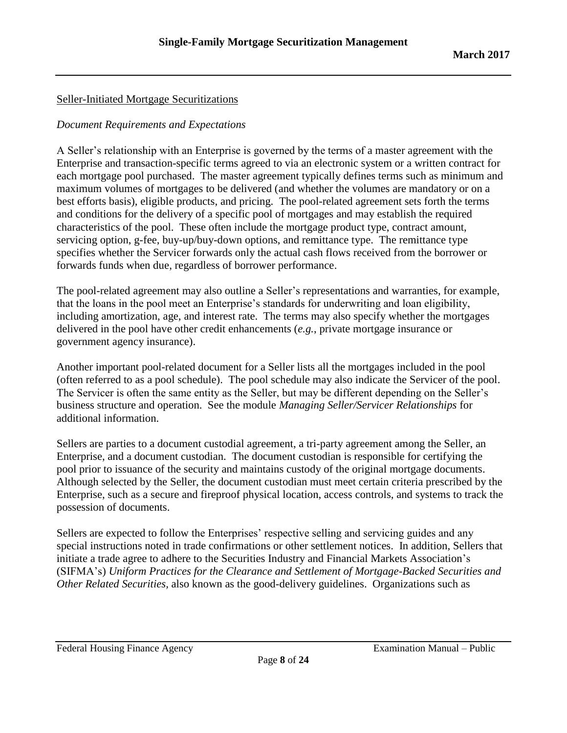## Seller-Initiated Mortgage Securitizations

*Document Requirements and Expectations*

A Seller's relationship with an Enterprise is governed by the terms of a master agreement with the Enterprise and transaction-specific terms agreed to via an electronic system or a written contract for each mortgage pool purchased. The master agreement typically defines terms such as minimum and maximum volumes of mortgages to be delivered (and whether the volumes are mandatory or on a best efforts basis), eligible products, and pricing. The pool-related agreement sets forth the terms and conditions for the delivery of a specific pool of mortgages and may establish the required characteristics of the pool. These often include the mortgage product type, contract amount, servicing option, g-fee, buy-up/buy-down options, and remittance type. The remittance type specifies whether the Servicer forwards only the actual cash flows received from the borrower or forwards funds when due, regardless of borrower performance.

The pool-related agreement may also outline a Seller's representations and warranties, for example, that the loans in the pool meet an Enterprise's standards for underwriting and loan eligibility, including amortization, age, and interest rate. The terms may also specify whether the mortgages delivered in the pool have other credit enhancements (*e.g.*, private mortgage insurance or government agency insurance).

Another important pool-related document for a Seller lists all the mortgages included in the pool (often referred to as a pool schedule). The pool schedule may also indicate the Servicer of the pool. The Servicer is often the same entity as the Seller, but may be different depending on the Seller's business structure and operation. See the module *Managing Seller/Servicer Relationships* for additional information.

Sellers are parties to a document custodial agreement, a tri-party agreement among the Seller, an Enterprise, and a document custodian. The document custodian is responsible for certifying the pool prior to issuance of the security and maintains custody of the original mortgage documents. Although selected by the Seller, the document custodian must meet certain criteria prescribed by the Enterprise, such as a secure and fireproof physical location, access controls, and systems to track the possession of documents.

Sellers are expected to follow the Enterprises' respective selling and servicing guides and any special instructions noted in trade confirmations or other settlement notices. In addition, Sellers that initiate a trade agree to adhere to the Securities Industry and Financial Markets Association's (SIFMA's) *Uniform Practices for the Clearance and Settlement of Mortgage-Backed Securities and Other Related Securities*, also known as the good-delivery guidelines. Organizations such as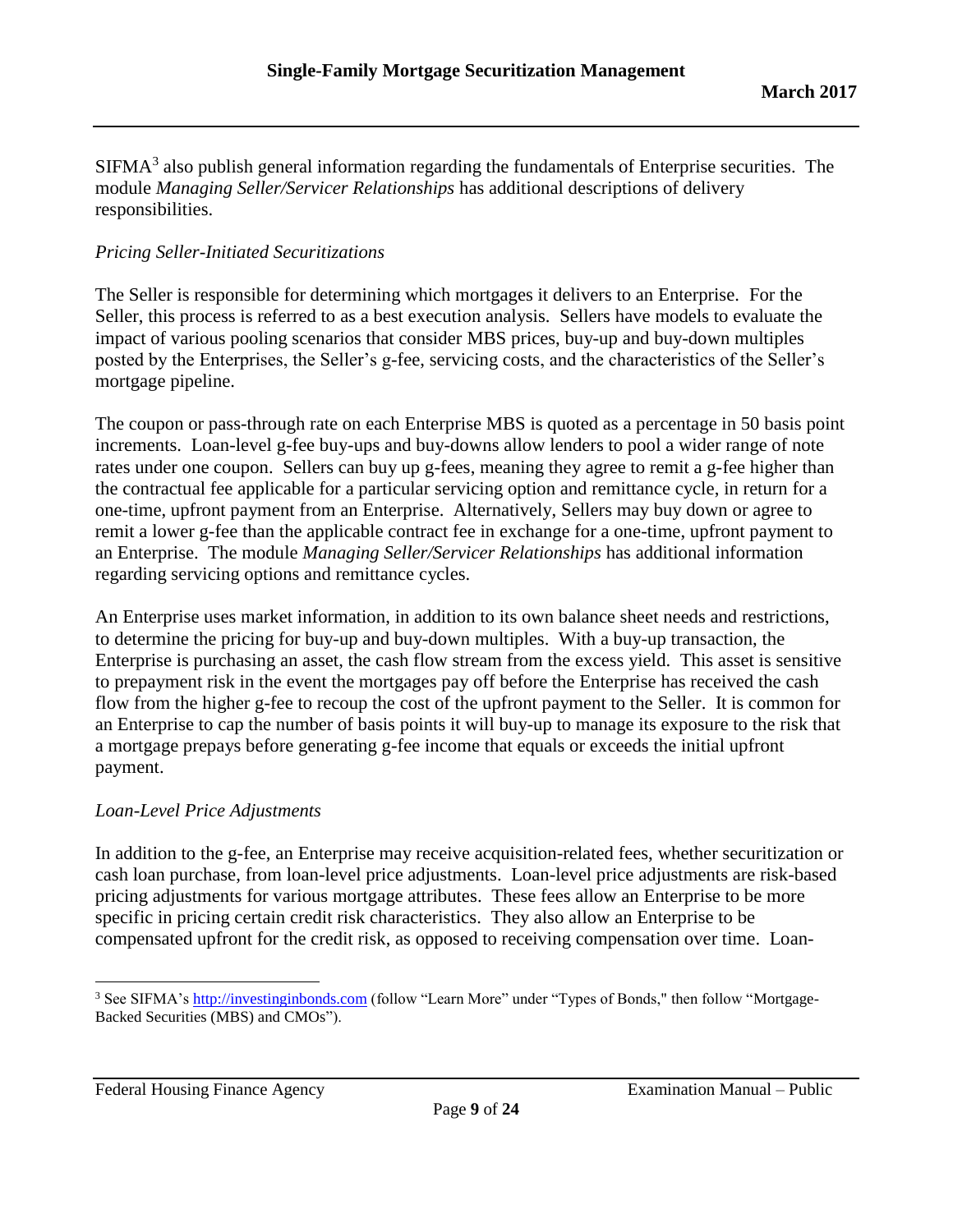SIFMA[3] also publish general information regarding the fundamentals of Enterprise securities. The module *Managing Seller/Servicer Relationships* has additional descriptions of delivery responsibilities.

*Pricing Seller-Initiated Securitizations*

The Seller is responsible for determining which mortgages it delivers to an Enterprise. For the Seller, this process is referred to as a best execution analysis. Sellers have models to evaluate the impact of various pooling scenarios that consider MBS prices, buy-up and buy-down multiples posted by the Enterprises, the Seller's g-fee, servicing costs, and the characteristics of the Seller's mortgage pipeline.

The coupon or pass-through rate on each Enterprise MBS is quoted as a percentage in 50 basis point increments. Loan-level g-fee buy-ups and buy-downs allow lenders to pool a wider range of note rates under one coupon. Sellers can buy up g-fees, meaning they agree to remit a g-fee higher than the contractual fee applicable for a particular servicing option and remittance cycle, in return for a one-time, upfront payment from an Enterprise. Alternatively, Sellers may buy down or agree to remit a lower g-fee than the applicable contract fee in exchange for a one-time, upfront payment to an Enterprise. The module *Managing Seller/Servicer Relationships* has additional information regarding servicing options and remittance cycles.

An Enterprise uses market information, in addition to its own balance sheet needs and restrictions, to determine the pricing for buy-up and buy-down multiples. With a buy-up transaction, the Enterprise is purchasing an asset, the cash flow stream from the excess yield. This asset is sensitive to prepayment risk in the event the mortgages pay off before the Enterprise has received the cash flow from the higher g-fee to recoup the cost of the upfront payment to the Seller. It is common for an Enterprise to cap the number of basis points it will buy-up to manage its exposure to the risk that a mortgage prepays before generating g-fee income that equals or exceeds the initial upfront payment.

*Loan-Level Price Adjustments*

In addition to the g-fee, an Enterprise may receive acquisition-related fees, whether securitization or cash loan purchase, from loan-level price adjustments. Loan-level price adjustments are risk-based pricing adjustments for various mortgage attributes. These fees allow an Enterprise to be more specific in pricing certain credit risk characteristics. They also allow an Enterprise to be compensated upfront for the credit risk, as opposed to receiving compensation over time. Loan-

[3] See SIFMA's http://investinginbonds.com (follow "Learn More" under "Types of Bonds," then follow "Mortgage-Backed Securities (MBS) and CMOs").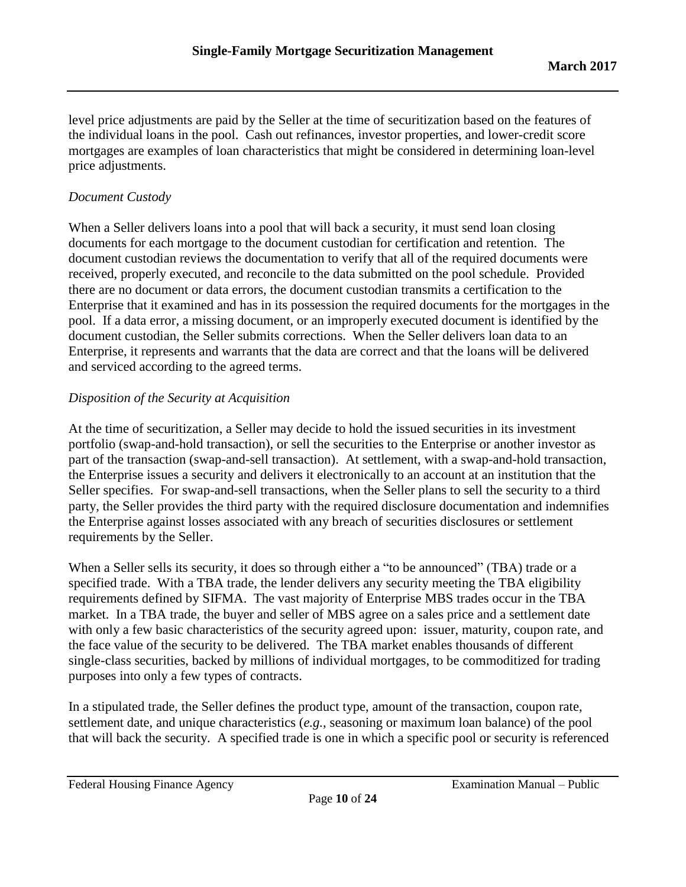level price adjustments are paid by the Seller at the time of securitization based on the features of the individual loans in the pool. Cash out refinances, investor properties, and lower-credit score mortgages are examples of loan characteristics that might be considered in determining loan-level price adjustments.

*Document Custody*

When a Seller delivers loans into a pool that will back a security, it must send loan closing documents for each mortgage to the document custodian for certification and retention. The document custodian reviews the documentation to verify that all of the required documents were received, properly executed, and reconcile to the data submitted on the pool schedule. Provided there are no document or data errors, the document custodian transmits a certification to the Enterprise that it examined and has in its possession the required documents for the mortgages in the pool. If a data error, a missing document, or an improperly executed document is identified by the document custodian, the Seller submits corrections. When the Seller delivers loan data to an Enterprise, it represents and warrants that the data are correct and that the loans will be delivered and serviced according to the agreed terms.

*Disposition of the Security at Acquisition*

At the time of securitization, a Seller may decide to hold the issued securities in its investment portfolio (swap-and-hold transaction), or sell the securities to the Enterprise or another investor as part of the transaction (swap-and-sell transaction). At settlement, with a swap-and-hold transaction, the Enterprise issues a security and delivers it electronically to an account at an institution that the Seller specifies. For swap-and-sell transactions, when the Seller plans to sell the security to a third party, the Seller provides the third party with the required disclosure documentation and indemnifies the Enterprise against losses associated with any breach of securities disclosures or settlement requirements by the Seller.

When a Seller sells its security, it does so through either a "to be announced" (TBA) trade or a specified trade. With a TBA trade, the lender delivers any security meeting the TBA eligibility requirements defined by SIFMA. The vast majority of Enterprise MBS trades occur in the TBA market. In a TBA trade, the buyer and seller of MBS agree on a sales price and a settlement date with only a few basic characteristics of the security agreed upon: issuer, maturity, coupon rate, and the face value of the security to be delivered. The TBA market enables thousands of different single-class securities, backed by millions of individual mortgages, to be commoditized for trading purposes into only a few types of contracts.

In a stipulated trade, the Seller defines the product type, amount of the transaction, coupon rate, settlement date, and unique characteristics (*e.g.*, seasoning or maximum loan balance) of the pool that will back the security. A specified trade is one in which a specific pool or security is referenced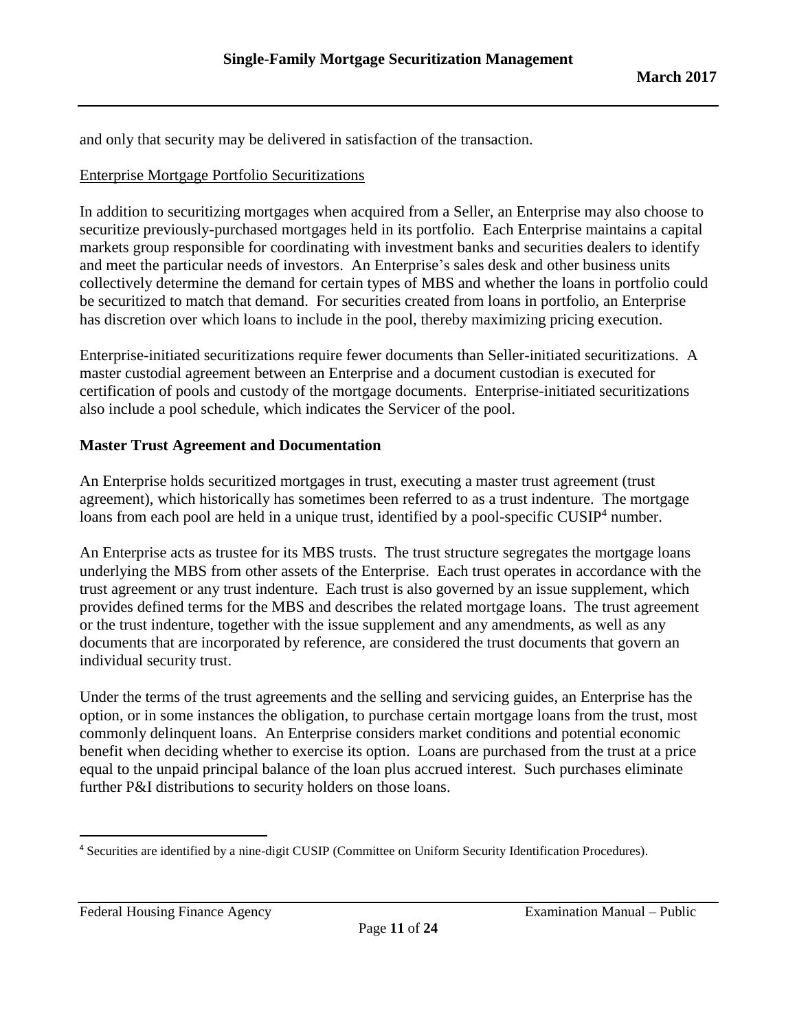and only that security may be delivered in satisfaction of the transaction.

Enterprise Mortgage Portfolio Securitizations

In addition to securitizing mortgages when acquired from a Seller, an Enterprise may also choose to securitize previously-purchased mortgages held in its portfolio. Each Enterprise maintains a capital markets group responsible for coordinating with investment banks and securities dealers to identify and meet the particular needs of investors. An Enterprise's sales desk and other business units collectively determine the demand for certain types of MBS and whether the loans in portfolio could be securitized to match that demand. For securities created from loans in portfolio, an Enterprise has discretion over which loans to include in the pool, thereby maximizing pricing execution.

Enterprise-initiated securitizations require fewer documents than Seller-initiated securitizations. A master custodial agreement between an Enterprise and a document custodian is executed for certification of pools and custody of the mortgage documents. Enterprise-initiated securitizations also include a pool schedule, which indicates the Servicer of the pool.

**Master Trust Agreement and Documentation**

An Enterprise holds securitized mortgages in trust, executing a master trust agreement (trust agreement), which historically has sometimes been referred to as a trust indenture. The mortgage loans from each pool are held in a unique trust, identified by a pool-specific CUSIP[4] number.

An Enterprise acts as trustee for its MBS trusts. The trust structure segregates the mortgage loans underlying the MBS from other assets of the Enterprise. Each trust operates in accordance with the trust agreement or any trust indenture. Each trust is also governed by an issue supplement, which provides defined terms for the MBS and describes the related mortgage loans. The trust agreement or the trust indenture, together with the issue supplement and any amendments, as well as any documents that are incorporated by reference, are considered the trust documents that govern an individual security trust.

Under the terms of the trust agreements and the selling and servicing guides, an Enterprise has the option, or in some instances the obligation, to purchase certain mortgage loans from the trust, most commonly delinquent loans. An Enterprise considers market conditions and potential economic benefit when deciding whether to exercise its option. Loans are purchased from the trust at a price equal to the unpaid principal balance of the loan plus accrued interest. Such purchases eliminate further P&I distributions to security holders on those loans.

[4] Securities are identified by a nine-digit CUSIP (Committee on Uniform Security Identification Procedures).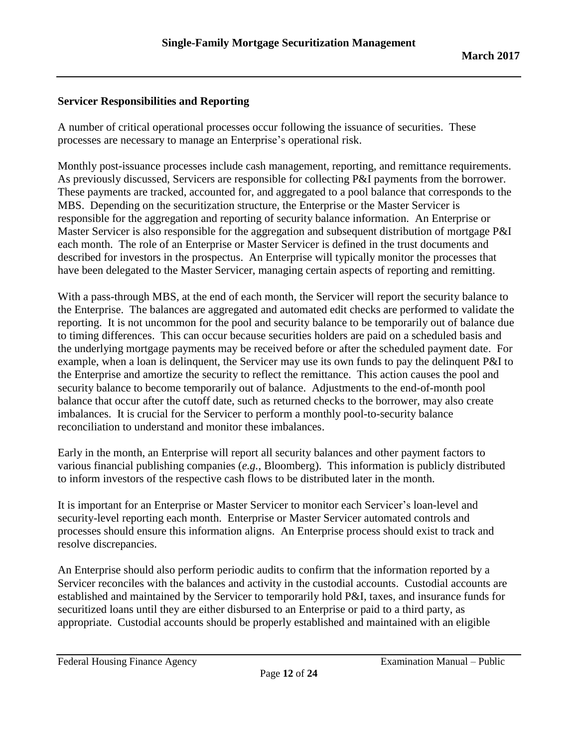### Servicer Responsibilities and Reporting

A number of critical operational processes occur following the issuance of securities. These processes are necessary to manage an Enterprise's operational risk.

Monthly post-issuance processes include cash management, reporting, and remittance requirements. As previously discussed, Servicers are responsible for collecting P&I payments from the borrower. These payments are tracked, accounted for, and aggregated to a pool balance that corresponds to the MBS. Depending on the securitization structure, the Enterprise or the Master Servicer is responsible for the aggregation and reporting of security balance information. An Enterprise or Master Servicer is also responsible for the aggregation and subsequent distribution of mortgage P&I each month. The role of an Enterprise or Master Servicer is defined in the trust documents and described for investors in the prospectus. An Enterprise will typically monitor the processes that have been delegated to the Master Servicer, managing certain aspects of reporting and remitting.

With a pass-through MBS, at the end of each month, the Servicer will report the security balance to the Enterprise. The balances are aggregated and automated edit checks are performed to validate the reporting. It is not uncommon for the pool and security balance to be temporarily out of balance due to timing differences. This can occur because securities holders are paid on a scheduled basis and the underlying mortgage payments may be received before or after the scheduled payment date. For example, when a loan is delinquent, the Servicer may use its own funds to pay the delinquent P&I to the Enterprise and amortize the security to reflect the remittance. This action causes the pool and security balance to become temporarily out of balance. Adjustments to the end-of-month pool balance that occur after the cutoff date, such as returned checks to the borrower, may also create imbalances. It is crucial for the Servicer to perform a monthly pool-to-security balance reconciliation to understand and monitor these imbalances.

Early in the month, an Enterprise will report all security balances and other payment factors to various financial publishing companies (*e.g.*, Bloomberg). This information is publicly distributed to inform investors of the respective cash flows to be distributed later in the month.

It is important for an Enterprise or Master Servicer to monitor each Servicer's loan-level and security-level reporting each month. Enterprise or Master Servicer automated controls and processes should ensure this information aligns. An Enterprise process should exist to track and resolve discrepancies.

An Enterprise should also perform periodic audits to confirm that the information reported by a Servicer reconciles with the balances and activity in the custodial accounts. Custodial accounts are established and maintained by the Servicer to temporarily hold P&I, taxes, and insurance funds for securitized loans until they are either disbursed to an Enterprise or paid to a third party, as appropriate. Custodial accounts should be properly established and maintained with an eligible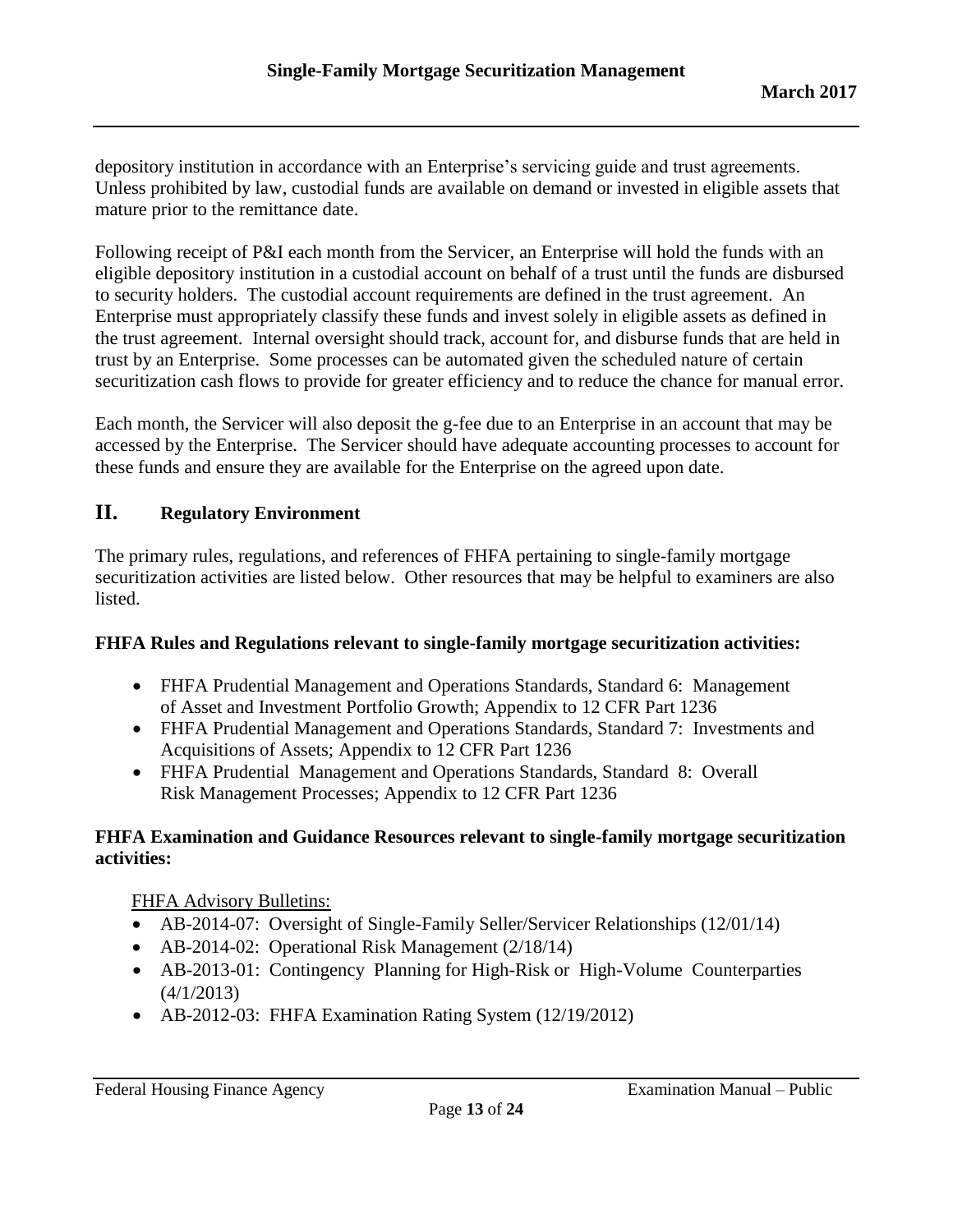depository institution in accordance with an Enterprise's servicing guide and trust agreements. Unless prohibited by law, custodial funds are available on demand or invested in eligible assets that mature prior to the remittance date.

Following receipt of P&I each month from the Servicer, an Enterprise will hold the funds with an eligible depository institution in a custodial account on behalf of a trust until the funds are disbursed to security holders. The custodial account requirements are defined in the trust agreement. An Enterprise must appropriately classify these funds and invest solely in eligible assets as defined in the trust agreement. Internal oversight should track, account for, and disburse funds that are held in trust by an Enterprise. Some processes can be automated given the scheduled nature of certain securitization cash flows to provide for greater efficiency and to reduce the chance for manual error.

Each month, the Servicer will also deposit the g-fee due to an Enterprise in an account that may be accessed by the Enterprise. The Servicer should have adequate accounting processes to account for these funds and ensure they are available for the Enterprise on the agreed upon date.

## II. Regulatory Environment

The primary rules, regulations, and references of FHFA pertaining to single-family mortgage securitization activities are listed below. Other resources that may be helpful to examiners are also listed.

**FHFA Rules and Regulations relevant to single-family mortgage securitization activities:**

- FHFA Prudential Management and Operations Standards, Standard 6: Management of Asset and Investment Portfolio Growth; Appendix to 12 CFR Part 1236
- FHFA Prudential Management and Operations Standards, Standard 7: Investments and Acquisitions of Assets; Appendix to 12 CFR Part 1236
- FHFA Prudential Management and Operations Standards, Standard 8: Overall Risk Management Processes; Appendix to 12 CFR Part 1236

**FHFA Examination and Guidance Resources relevant to single-family mortgage securitization activities:**

FHFA Advisory Bulletins:

- AB-2014-07: Oversight of Single-Family Seller/Servicer Relationships (12/01/14)
- AB-2014-02: Operational Risk Management (2/18/14)
- AB-2013-01: Contingency Planning for High-Risk or High-Volume Counterparties (4/1/2013)
- AB-2012-03: FHFA Examination Rating System (12/19/2012)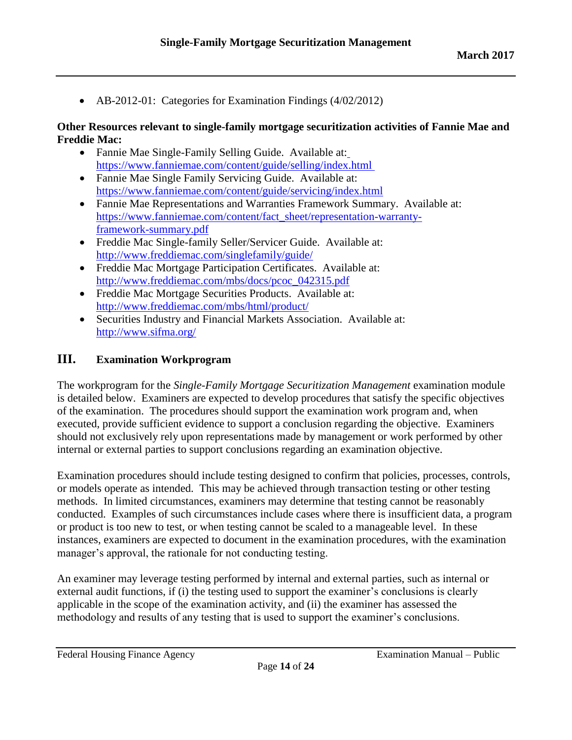- AB-2012-01: Categories for Examination Findings (4/02/2012)

**Other Resources relevant to single-family mortgage securitization activities of Fannie Mae and Freddie Mac:**

- Fannie Mae Single-Family Selling Guide. Available at: https://www.fanniemae.com/content/guide/selling/index.html
- Fannie Mae Single Family Servicing Guide. Available at: https://www.fanniemae.com/content/guide/servicing/index.html
- Fannie Mae Representations and Warranties Framework Summary. Available at: https://www.fanniemae.com/content/fact_sheet/representation-warranty-framework-summary.pdf
- Freddie Mac Single-family Seller/Servicer Guide. Available at: http://www.freddiemac.com/singlefamily/guide/
- Freddie Mac Mortgage Participation Certificates. Available at: http://www.freddiemac.com/mbs/docs/pcoc_042315.pdf
- Freddie Mac Mortgage Securities Products. Available at: http://www.freddiemac.com/mbs/html/product/
- Securities Industry and Financial Markets Association. Available at: http://www.sifma.org/

## III. Examination Workprogram

The workprogram for the *Single-Family Mortgage Securitization Management* examination module is detailed below. Examiners are expected to develop procedures that satisfy the specific objectives of the examination. The procedures should support the examination work program and, when executed, provide sufficient evidence to support a conclusion regarding the objective. Examiners should not exclusively rely upon representations made by management or work performed by other internal or external parties to support conclusions regarding an examination objective.

Examination procedures should include testing designed to confirm that policies, processes, controls, or models operate as intended. This may be achieved through transaction testing or other testing methods. In limited circumstances, examiners may determine that testing cannot be reasonably conducted. Examples of such circumstances include cases where there is insufficient data, a program or product is too new to test, or when testing cannot be scaled to a manageable level. In these instances, examiners are expected to document in the examination procedures, with the examination manager's approval, the rationale for not conducting testing.

An examiner may leverage testing performed by internal and external parties, such as internal or external audit functions, if (i) the testing used to support the examiner's conclusions is clearly applicable in the scope of the examination activity, and (ii) the examiner has assessed the methodology and results of any testing that is used to support the examiner's conclusions.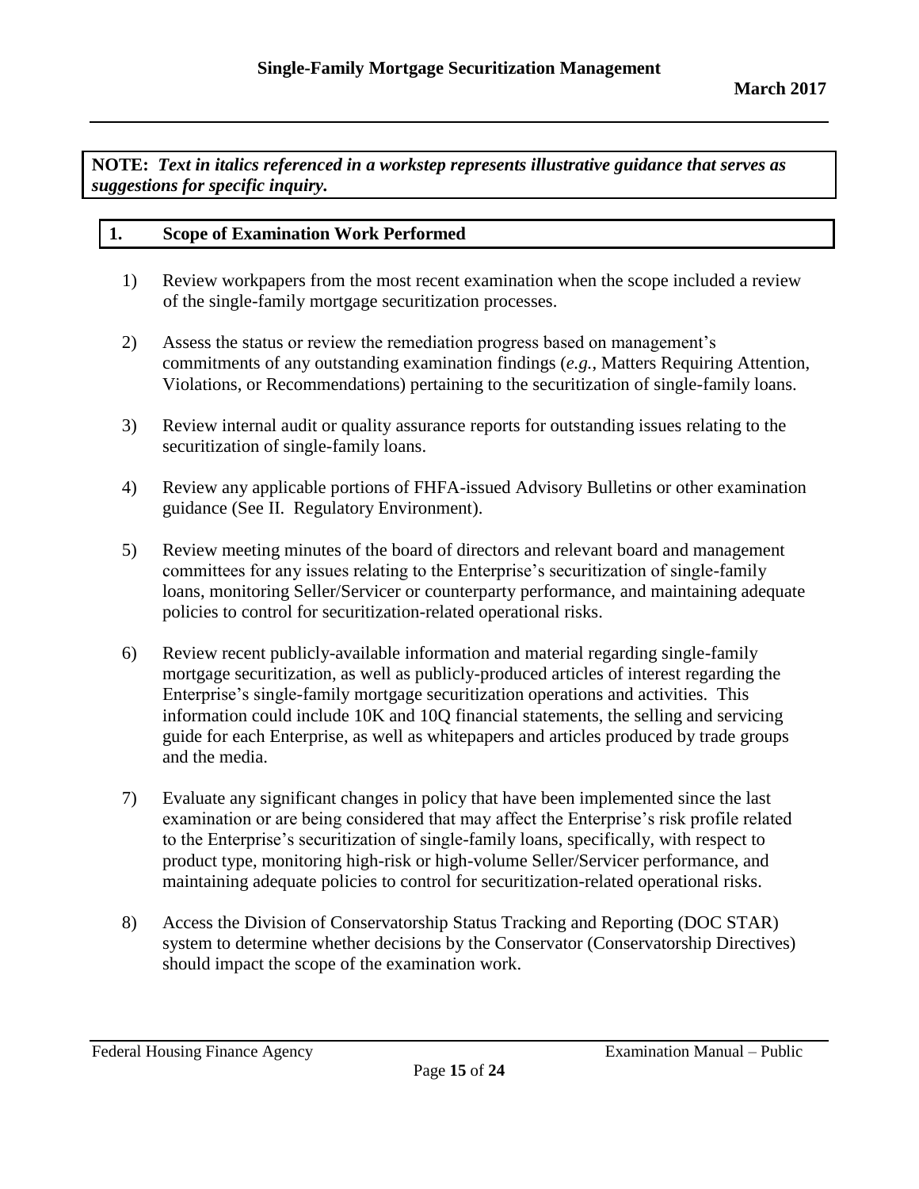**NOTE:** ***Text in italics referenced in a workstep represents illustrative guidance that serves as suggestions for specific inquiry.***

## 1. Scope of Examination Work Performed

1) Review workpapers from the most recent examination when the scope included a review of the single-family mortgage securitization processes.

2) Assess the status or review the remediation progress based on management's commitments of any outstanding examination findings (*e.g.*, Matters Requiring Attention, Violations, or Recommendations) pertaining to the securitization of single-family loans.

3) Review internal audit or quality assurance reports for outstanding issues relating to the securitization of single-family loans.

4) Review any applicable portions of FHFA-issued Advisory Bulletins or other examination guidance (See II. Regulatory Environment).

5) Review meeting minutes of the board of directors and relevant board and management committees for any issues relating to the Enterprise's securitization of single-family loans, monitoring Seller/Servicer or counterparty performance, and maintaining adequate policies to control for securitization-related operational risks.

6) Review recent publicly-available information and material regarding single-family mortgage securitization, as well as publicly-produced articles of interest regarding the Enterprise's single-family mortgage securitization operations and activities. This information could include 10K and 10Q financial statements, the selling and servicing guide for each Enterprise, as well as whitepapers and articles produced by trade groups and the media.

7) Evaluate any significant changes in policy that have been implemented since the last examination or are being considered that may affect the Enterprise's risk profile related to the Enterprise's securitization of single-family loans, specifically, with respect to product type, monitoring high-risk or high-volume Seller/Servicer performance, and maintaining adequate policies to control for securitization-related operational risks.

8) Access the Division of Conservatorship Status Tracking and Reporting (DOC STAR) system to determine whether decisions by the Conservator (Conservatorship Directives) should impact the scope of the examination work.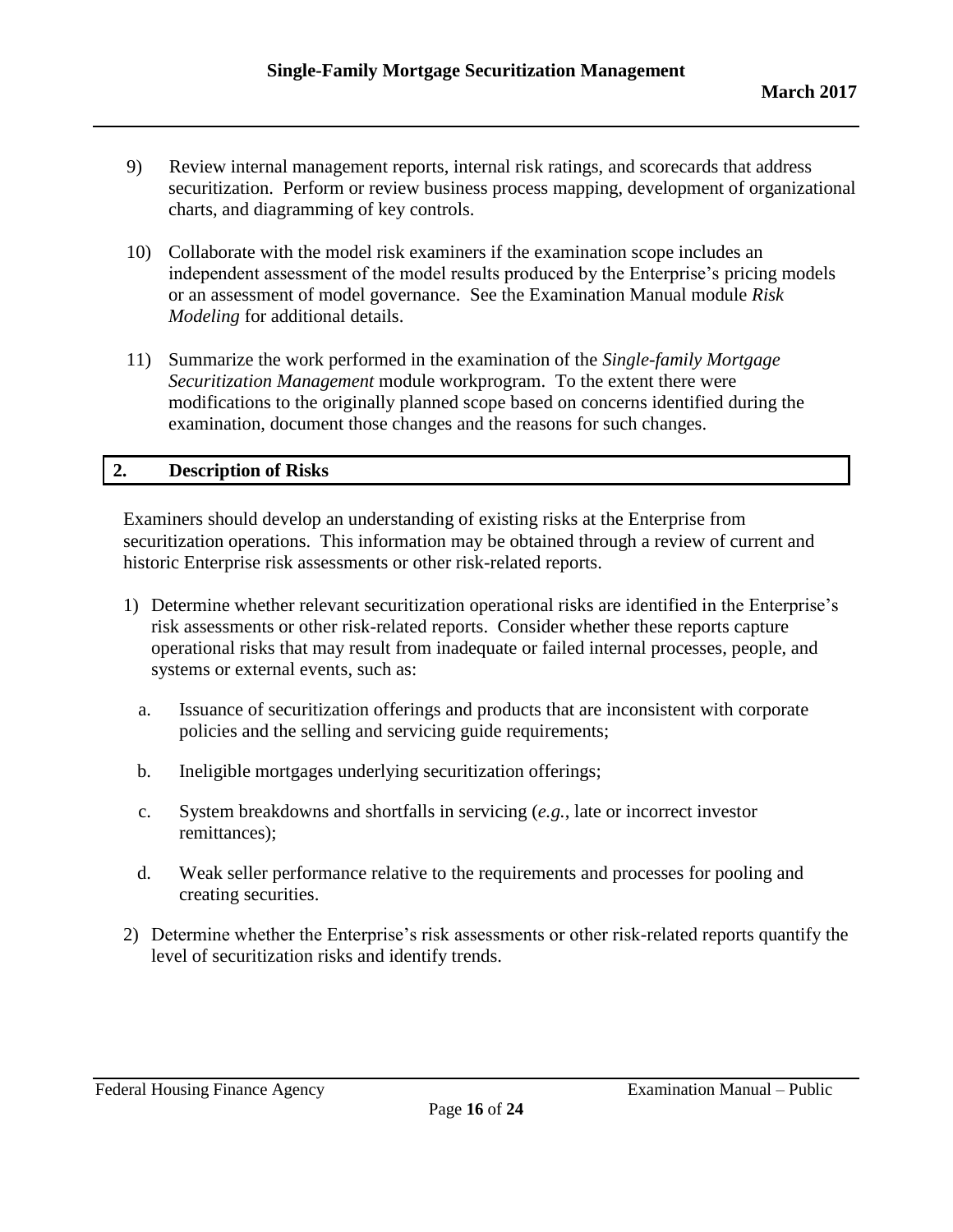9) Review internal management reports, internal risk ratings, and scorecards that address securitization. Perform or review business process mapping, development of organizational charts, and diagramming of key controls.

10) Collaborate with the model risk examiners if the examination scope includes an independent assessment of the model results produced by the Enterprise's pricing models or an assessment of model governance. See the Examination Manual module *Risk Modeling* for additional details.

11) Summarize the work performed in the examination of the *Single-family Mortgage Securitization Management* module workprogram. To the extent there were modifications to the originally planned scope based on concerns identified during the examination, document those changes and the reasons for such changes.

## 2. Description of Risks

Examiners should develop an understanding of existing risks at the Enterprise from securitization operations. This information may be obtained through a review of current and historic Enterprise risk assessments or other risk-related reports.

1) Determine whether relevant securitization operational risks are identified in the Enterprise's risk assessments or other risk-related reports. Consider whether these reports capture operational risks that may result from inadequate or failed internal processes, people, and systems or external events, such as:

   a. Issuance of securitization offerings and products that are inconsistent with corporate policies and the selling and servicing guide requirements;

   b. Ineligible mortgages underlying securitization offerings;

   c. System breakdowns and shortfalls in servicing (*e.g.*, late or incorrect investor remittances);

   d. Weak seller performance relative to the requirements and processes for pooling and creating securities.

2) Determine whether the Enterprise's risk assessments or other risk-related reports quantify the level of securitization risks and identify trends.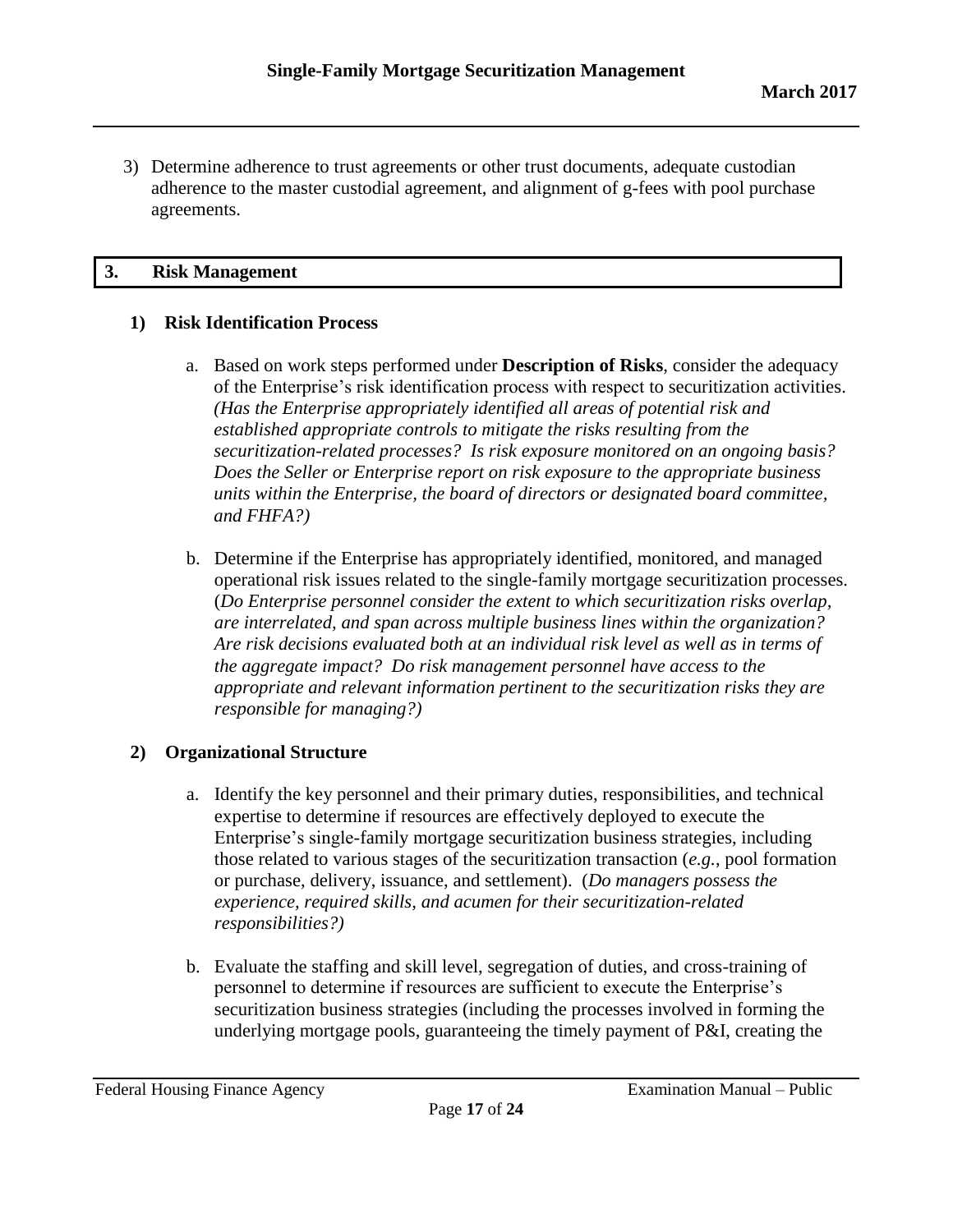3) Determine adherence to trust agreements or other trust documents, adequate custodian adherence to the master custodial agreement, and alignment of g-fees with pool purchase agreements.

## 3. Risk Management

### 1) Risk Identification Process

a. Based on work steps performed under **Description of Risks**, consider the adequacy of the Enterprise's risk identification process with respect to securitization activities. *(Has the Enterprise appropriately identified all areas of potential risk and established appropriate controls to mitigate the risks resulting from the securitization-related processes? Is risk exposure monitored on an ongoing basis? Does the Seller or Enterprise report on risk exposure to the appropriate business units within the Enterprise, the board of directors or designated board committee, and FHFA?)*

b. Determine if the Enterprise has appropriately identified, monitored, and managed operational risk issues related to the single-family mortgage securitization processes. (*Do Enterprise personnel consider the extent to which securitization risks overlap, are interrelated, and span across multiple business lines within the organization? Are risk decisions evaluated both at an individual risk level as well as in terms of the aggregate impact? Do risk management personnel have access to the appropriate and relevant information pertinent to the securitization risks they are responsible for managing?)*

### 2) Organizational Structure

a. Identify the key personnel and their primary duties, responsibilities, and technical expertise to determine if resources are effectively deployed to execute the Enterprise's single-family mortgage securitization business strategies, including those related to various stages of the securitization transaction (*e.g.*, pool formation or purchase, delivery, issuance, and settlement). (*Do managers possess the experience, required skills, and acumen for their securitization-related responsibilities?)*

b. Evaluate the staffing and skill level, segregation of duties, and cross-training of personnel to determine if resources are sufficient to execute the Enterprise's securitization business strategies (including the processes involved in forming the underlying mortgage pools, guaranteeing the timely payment of P&I, creating the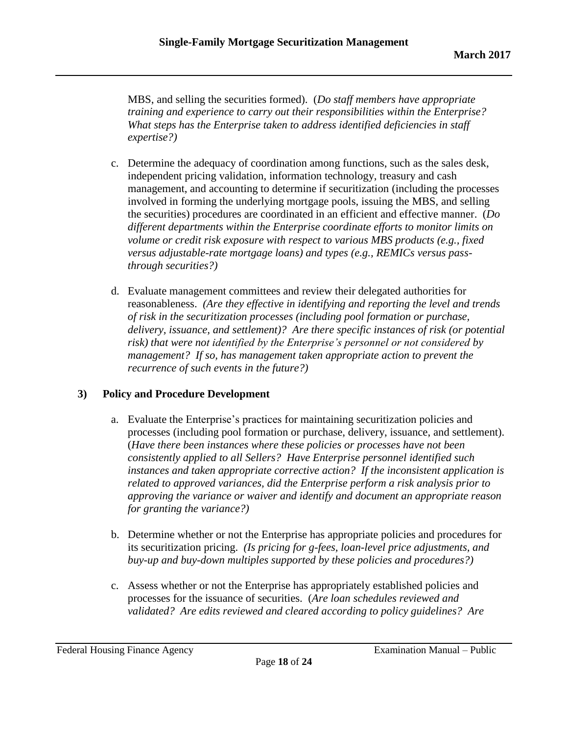MBS, and selling the securities formed). (*Do staff members have appropriate training and experience to carry out their responsibilities within the Enterprise? What steps has the Enterprise taken to address identified deficiencies in staff expertise?)*

c. Determine the adequacy of coordination among functions, such as the sales desk, independent pricing validation, information technology, treasury and cash management, and accounting to determine if securitization (including the processes involved in forming the underlying mortgage pools, issuing the MBS, and selling the securities) procedures are coordinated in an efficient and effective manner. (*Do different departments within the Enterprise coordinate efforts to monitor limits on volume or credit risk exposure with respect to various MBS products (e.g., fixed versus adjustable-rate mortgage loans) and types (e.g., REMICs versus pass-through securities?)*

d. Evaluate management committees and review their delegated authorities for reasonableness. *(Are they effective in identifying and reporting the level and trends of risk in the securitization processes (including pool formation or purchase, delivery, issuance, and settlement)? Are there specific instances of risk (or potential risk) that were not identified by the Enterprise's personnel or not considered by management? If so, has management taken appropriate action to prevent the recurrence of such events in the future?)*

### 3) Policy and Procedure Development

a. Evaluate the Enterprise's practices for maintaining securitization policies and processes (including pool formation or purchase, delivery, issuance, and settlement). (*Have there been instances where these policies or processes have not been consistently applied to all Sellers? Have Enterprise personnel identified such instances and taken appropriate corrective action? If the inconsistent application is related to approved variances, did the Enterprise perform a risk analysis prior to approving the variance or waiver and identify and document an appropriate reason for granting the variance?)*

b. Determine whether or not the Enterprise has appropriate policies and procedures for its securitization pricing. *(Is pricing for g-fees, loan-level price adjustments, and buy-up and buy-down multiples supported by these policies and procedures?)*

c. Assess whether or not the Enterprise has appropriately established policies and processes for the issuance of securities. (*Are loan schedules reviewed and validated? Are edits reviewed and cleared according to policy guidelines? Are*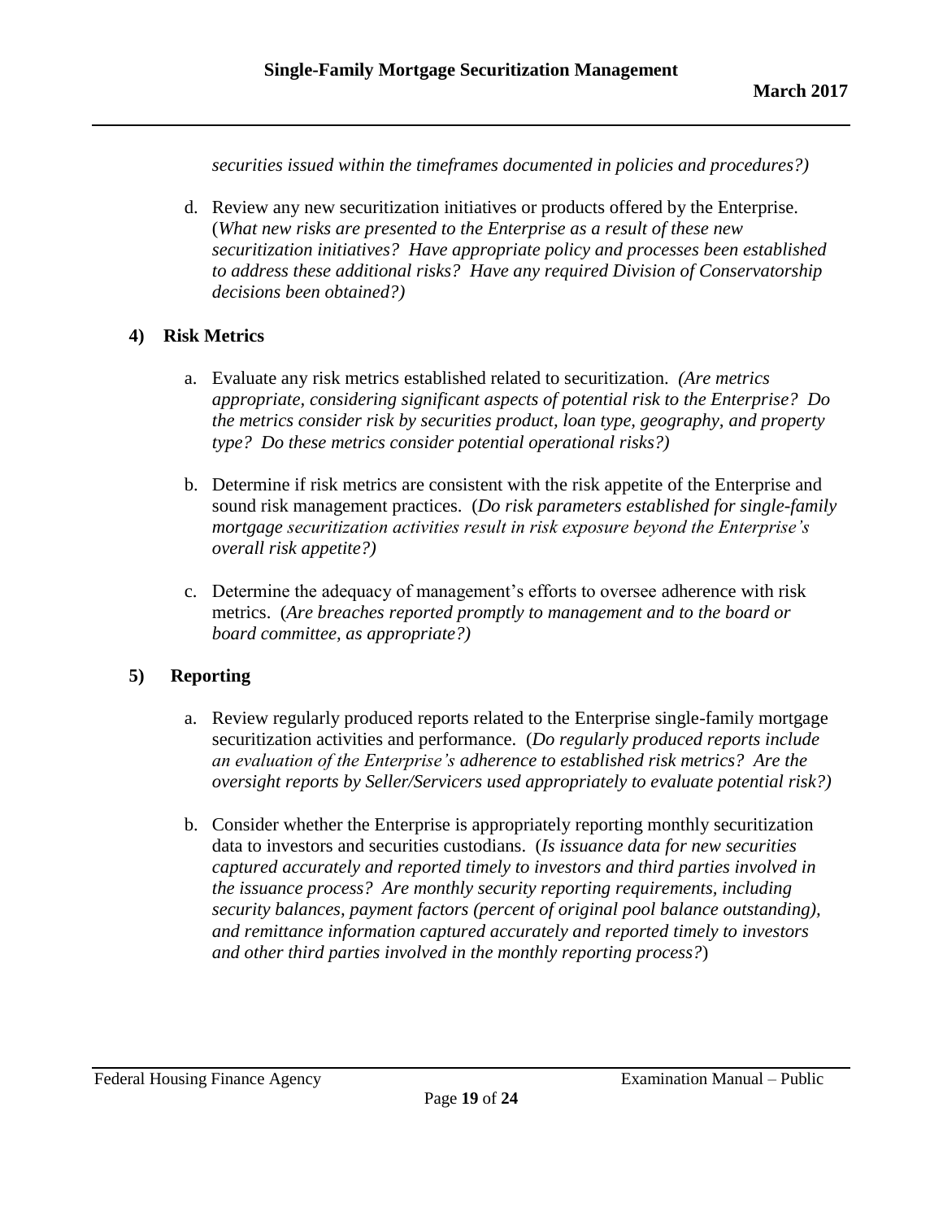*securities issued within the timeframes documented in policies and procedures?)*

d. Review any new securitization initiatives or products offered by the Enterprise. (*What new risks are presented to the Enterprise as a result of these new securitization initiatives? Have appropriate policy and processes been established to address these additional risks? Have any required Division of Conservatorship decisions been obtained?)*

**4) Risk Metrics**

a. Evaluate any risk metrics established related to securitization. *(Are metrics appropriate, considering significant aspects of potential risk to the Enterprise? Do the metrics consider risk by securities product, loan type, geography, and property type? Do these metrics consider potential operational risks?)*

b. Determine if risk metrics are consistent with the risk appetite of the Enterprise and sound risk management practices. (*Do risk parameters established for single-family mortgage securitization activities result in risk exposure beyond the Enterprise's overall risk appetite?)*

c. Determine the adequacy of management's efforts to oversee adherence with risk metrics. (*Are breaches reported promptly to management and to the board or board committee, as appropriate?)*

**5) Reporting**

a. Review regularly produced reports related to the Enterprise single-family mortgage securitization activities and performance. (*Do regularly produced reports include an evaluation of the Enterprise's adherence to established risk metrics? Are the oversight reports by Seller/Servicers used appropriately to evaluate potential risk?)*

b. Consider whether the Enterprise is appropriately reporting monthly securitization data to investors and securities custodians. (*Is issuance data for new securities captured accurately and reported timely to investors and third parties involved in the issuance process? Are monthly security reporting requirements, including security balances, payment factors (percent of original pool balance outstanding), and remittance information captured accurately and reported timely to investors and other third parties involved in the monthly reporting process?*)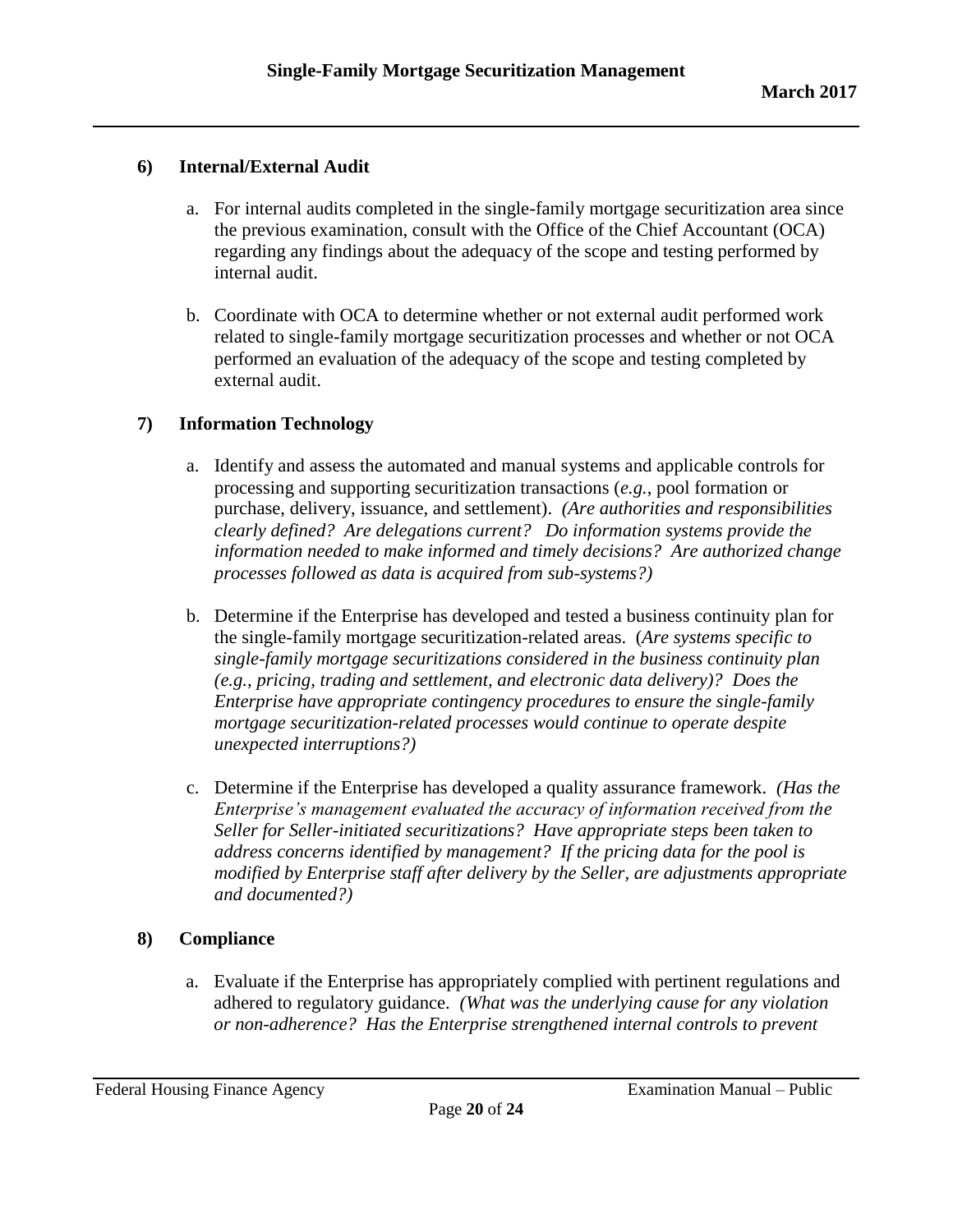## 6) Internal/External Audit

a. For internal audits completed in the single-family mortgage securitization area since the previous examination, consult with the Office of the Chief Accountant (OCA) regarding any findings about the adequacy of the scope and testing performed by internal audit.

b. Coordinate with OCA to determine whether or not external audit performed work related to single-family mortgage securitization processes and whether or not OCA performed an evaluation of the adequacy of the scope and testing completed by external audit.

## 7) Information Technology

a. Identify and assess the automated and manual systems and applicable controls for processing and supporting securitization transactions (*e.g.*, pool formation or purchase, delivery, issuance, and settlement). *(Are authorities and responsibilities clearly defined? Are delegations current? Do information systems provide the information needed to make informed and timely decisions? Are authorized change processes followed as data is acquired from sub-systems?)*

b. Determine if the Enterprise has developed and tested a business continuity plan for the single-family mortgage securitization-related areas. (*Are systems specific to single-family mortgage securitizations considered in the business continuity plan (e.g., pricing, trading and settlement, and electronic data delivery)? Does the Enterprise have appropriate contingency procedures to ensure the single-family mortgage securitization-related processes would continue to operate despite unexpected interruptions?)*

c. Determine if the Enterprise has developed a quality assurance framework. *(Has the Enterprise's management evaluated the accuracy of information received from the Seller for Seller-initiated securitizations? Have appropriate steps been taken to address concerns identified by management? If the pricing data for the pool is modified by Enterprise staff after delivery by the Seller, are adjustments appropriate and documented?)*

## 8) Compliance

a. Evaluate if the Enterprise has appropriately complied with pertinent regulations and adhered to regulatory guidance. *(What was the underlying cause for any violation or non-adherence? Has the Enterprise strengthened internal controls to prevent*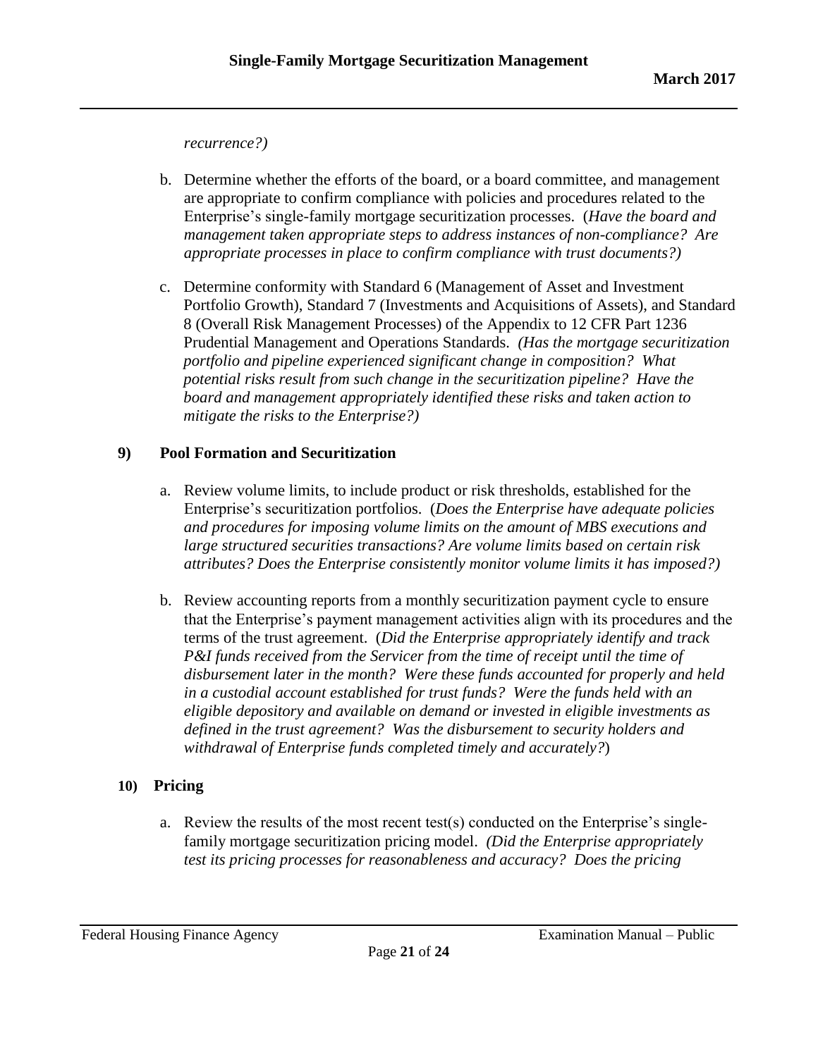*recurrence?)*

b. Determine whether the efforts of the board, or a board committee, and management are appropriate to confirm compliance with policies and procedures related to the Enterprise's single-family mortgage securitization processes. (*Have the board and management taken appropriate steps to address instances of non-compliance? Are appropriate processes in place to confirm compliance with trust documents?)*

c. Determine conformity with Standard 6 (Management of Asset and Investment Portfolio Growth), Standard 7 (Investments and Acquisitions of Assets), and Standard 8 (Overall Risk Management Processes) of the Appendix to 12 CFR Part 1236 Prudential Management and Operations Standards. *(Has the mortgage securitization portfolio and pipeline experienced significant change in composition? What potential risks result from such change in the securitization pipeline? Have the board and management appropriately identified these risks and taken action to mitigate the risks to the Enterprise?)*

**9) Pool Formation and Securitization**

a. Review volume limits, to include product or risk thresholds, established for the Enterprise's securitization portfolios. (*Does the Enterprise have adequate policies and procedures for imposing volume limits on the amount of MBS executions and large structured securities transactions? Are volume limits based on certain risk attributes? Does the Enterprise consistently monitor volume limits it has imposed?)*

b. Review accounting reports from a monthly securitization payment cycle to ensure that the Enterprise's payment management activities align with its procedures and the terms of the trust agreement. (*Did the Enterprise appropriately identify and track P&I funds received from the Servicer from the time of receipt until the time of disbursement later in the month? Were these funds accounted for properly and held in a custodial account established for trust funds? Were the funds held with an eligible depository and available on demand or invested in eligible investments as defined in the trust agreement? Was the disbursement to security holders and withdrawal of Enterprise funds completed timely and accurately?*)

**10) Pricing**

a. Review the results of the most recent test(s) conducted on the Enterprise's single-family mortgage securitization pricing model. *(Did the Enterprise appropriately test its pricing processes for reasonableness and accuracy? Does the pricing*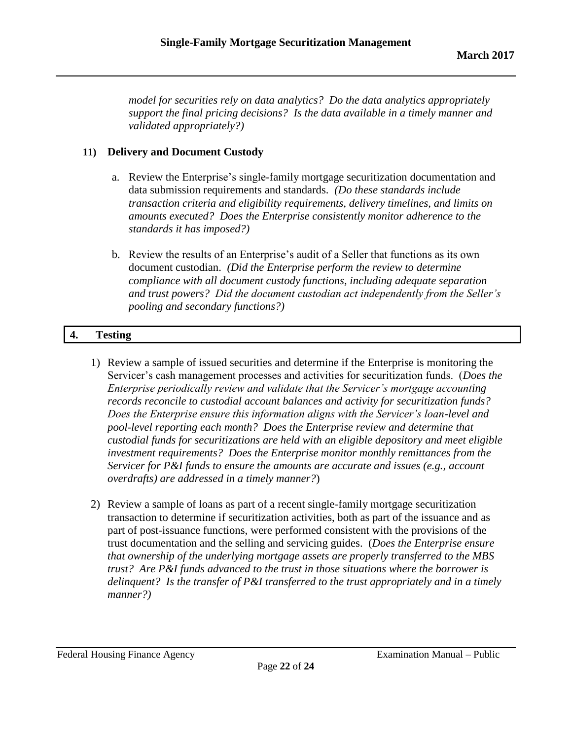*model for securities rely on data analytics? Do the data analytics appropriately support the final pricing decisions? Is the data available in a timely manner and validated appropriately?)*

**11) Delivery and Document Custody**

a. Review the Enterprise's single-family mortgage securitization documentation and data submission requirements and standards. *(Do these standards include transaction criteria and eligibility requirements, delivery timelines, and limits on amounts executed? Does the Enterprise consistently monitor adherence to the standards it has imposed?)*

b. Review the results of an Enterprise's audit of a Seller that functions as its own document custodian. *(Did the Enterprise perform the review to determine compliance with all document custody functions, including adequate separation and trust powers? Did the document custodian act independently from the Seller's pooling and secondary functions?)*

## 4. Testing

1) Review a sample of issued securities and determine if the Enterprise is monitoring the Servicer's cash management processes and activities for securitization funds. (*Does the Enterprise periodically review and validate that the Servicer's mortgage accounting records reconcile to custodial account balances and activity for securitization funds? Does the Enterprise ensure this information aligns with the Servicer's loan-level and pool-level reporting each month? Does the Enterprise review and determine that custodial funds for securitizations are held with an eligible depository and meet eligible investment requirements? Does the Enterprise monitor monthly remittances from the Servicer for P&I funds to ensure the amounts are accurate and issues (e.g., account overdrafts) are addressed in a timely manner?*)

2) Review a sample of loans as part of a recent single-family mortgage securitization transaction to determine if securitization activities, both as part of the issuance and as part of post-issuance functions, were performed consistent with the provisions of the trust documentation and the selling and servicing guides. (*Does the Enterprise ensure that ownership of the underlying mortgage assets are properly transferred to the MBS trust? Are P&I funds advanced to the trust in those situations where the borrower is delinquent? Is the transfer of P&I transferred to the trust appropriately and in a timely manner?)*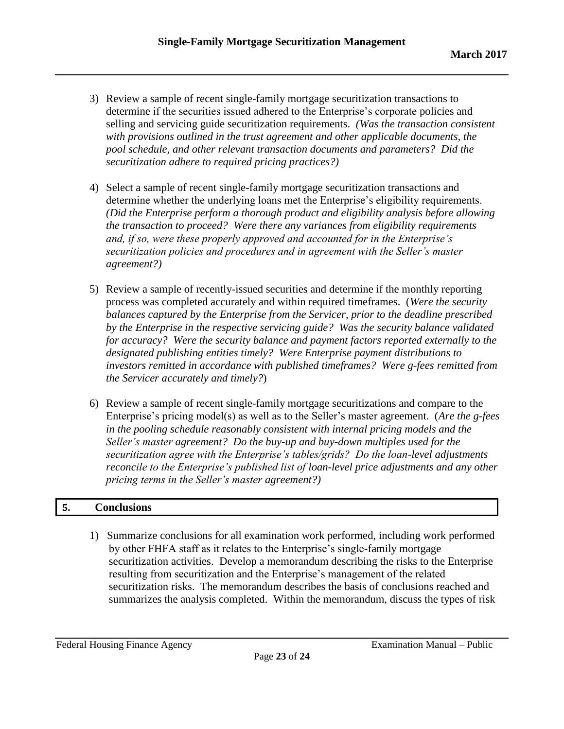3) Review a sample of recent single-family mortgage securitization transactions to determine if the securities issued adhered to the Enterprise's corporate policies and selling and servicing guide securitization requirements. *(Was the transaction consistent with provisions outlined in the trust agreement and other applicable documents, the pool schedule, and other relevant transaction documents and parameters? Did the securitization adhere to required pricing practices?)*

4) Select a sample of recent single-family mortgage securitization transactions and determine whether the underlying loans met the Enterprise's eligibility requirements. *(Did the Enterprise perform a thorough product and eligibility analysis before allowing the transaction to proceed? Were there any variances from eligibility requirements and, if so, were these properly approved and accounted for in the Enterprise's securitization policies and procedures and in agreement with the Seller's master agreement?)*

5) Review a sample of recently-issued securities and determine if the monthly reporting process was completed accurately and within required timeframes. (*Were the security balances captured by the Enterprise from the Servicer, prior to the deadline prescribed by the Enterprise in the respective servicing guide? Was the security balance validated for accuracy? Were the security balance and payment factors reported externally to the designated publishing entities timely? Were Enterprise payment distributions to investors remitted in accordance with published timeframes? Were g-fees remitted from the Servicer accurately and timely?*)

6) Review a sample of recent single-family mortgage securitizations and compare to the Enterprise's pricing model(s) as well as to the Seller's master agreement. (*Are the g-fees in the pooling schedule reasonably consistent with internal pricing models and the Seller's master agreement? Do the buy-up and buy-down multiples used for the securitization agree with the Enterprise's tables/grids? Do the loan-level adjustments reconcile to the Enterprise's published list of loan-level price adjustments and any other pricing terms in the Seller's master agreement?)*

## 5. Conclusions

1) Summarize conclusions for all examination work performed, including work performed by other FHFA staff as it relates to the Enterprise's single-family mortgage securitization activities. Develop a memorandum describing the risks to the Enterprise resulting from securitization and the Enterprise's management of the related securitization risks. The memorandum describes the basis of conclusions reached and summarizes the analysis completed. Within the memorandum, discuss the types of risk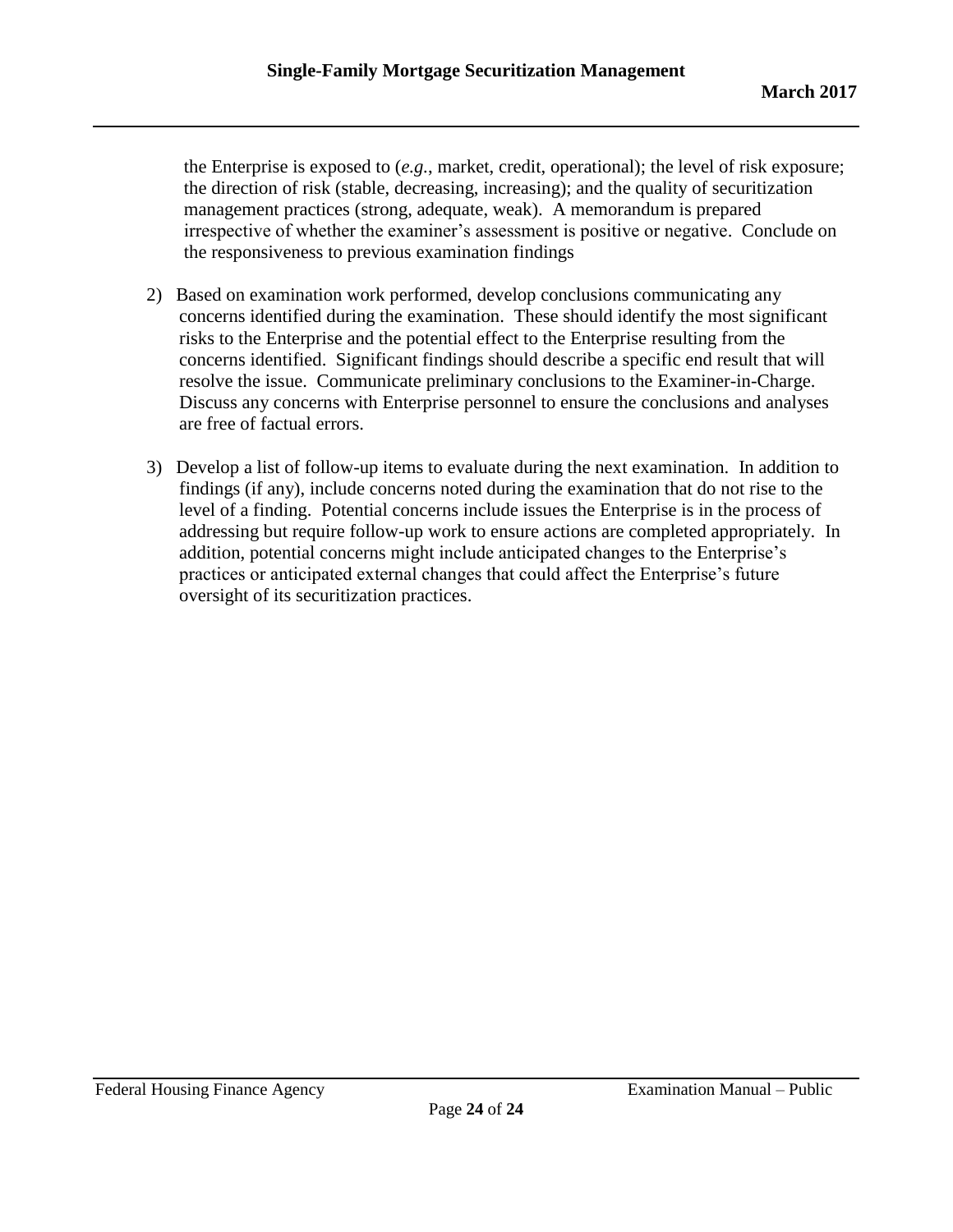the Enterprise is exposed to (*e.g.*, market, credit, operational); the level of risk exposure; the direction of risk (stable, decreasing, increasing); and the quality of securitization management practices (strong, adequate, weak). A memorandum is prepared irrespective of whether the examiner's assessment is positive or negative. Conclude on the responsiveness to previous examination findings

2) Based on examination work performed, develop conclusions communicating any concerns identified during the examination. These should identify the most significant risks to the Enterprise and the potential effect to the Enterprise resulting from the concerns identified. Significant findings should describe a specific end result that will resolve the issue. Communicate preliminary conclusions to the Examiner-in-Charge. Discuss any concerns with Enterprise personnel to ensure the conclusions and analyses are free of factual errors.

3) Develop a list of follow-up items to evaluate during the next examination. In addition to findings (if any), include concerns noted during the examination that do not rise to the level of a finding. Potential concerns include issues the Enterprise is in the process of addressing but require follow-up work to ensure actions are completed appropriately. In addition, potential concerns might include anticipated changes to the Enterprise's practices or anticipated external changes that could affect the Enterprise's future oversight of its securitization practices.